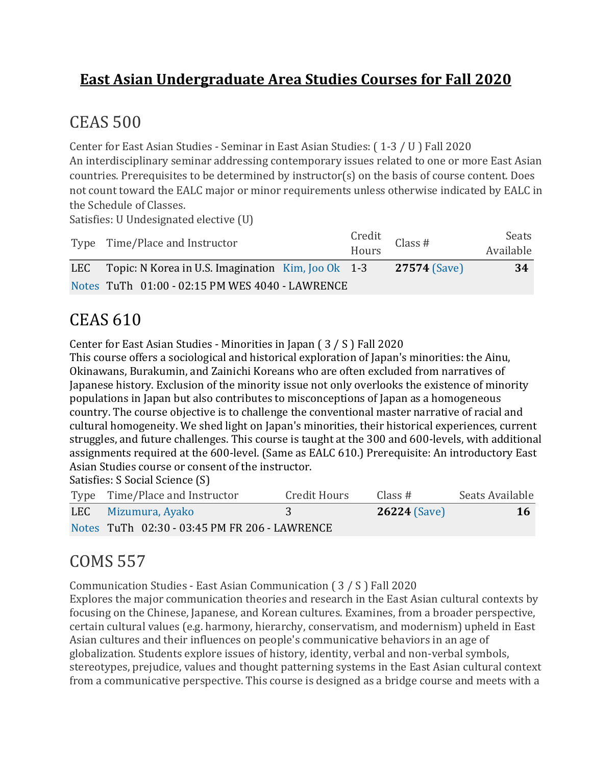# East Asian Undergraduate Area Studies Courses for Fall 2020

## CEAS 500

Center for East Asian Studies - Seminar in East Asian Studies: ( 1-3 / U ) Fall 2020
An interdisciplinary seminar addressing contemporary issues related to one or more East Asian countries. Prerequisites to be determined by instructor(s) on the basis of course content. Does not count toward the EALC major or minor requirements unless otherwise indicated by EALC in the Schedule of Classes.
Satisfies: U Undesignated elective (U)

| Type | Time/Place and Instructor | | Credit Hours | Class # | Seats Available |
|---|---|---|---|---|---|
| LEC | Topic: N Korea in U.S. Imagination | Kim, Joo Ok | 1-3 | **27574** (Save) | **34** |
| Notes | TuTh 01:00 - 02:15 PM WES 4040 - LAWRENCE | | | | |

## CEAS 610

Center for East Asian Studies - Minorities in Japan ( 3 / S ) Fall 2020
This course offers a sociological and historical exploration of Japan's minorities: the Ainu, Okinawans, Burakumin, and Zainichi Koreans who are often excluded from narratives of Japanese history. Exclusion of the minority issue not only overlooks the existence of minority populations in Japan but also contributes to misconceptions of Japan as a homogeneous country. The course objective is to challenge the conventional master narrative of racial and cultural homogeneity. We shed light on Japan's minorities, their historical experiences, current struggles, and future challenges. This course is taught at the 300 and 600-levels, with additional assignments required at the 600-level. (Same as EALC 610.) Prerequisite: An introductory East Asian Studies course or consent of the instructor.
Satisfies: S Social Science (S)

| Type | Time/Place and Instructor | Credit Hours | Class # | Seats Available |
|---|---|---|---|---|
| LEC | Mizumura, Ayako | 3 | **26224** (Save) | **16** |
| Notes | TuTh 02:30 - 03:45 PM FR 206 - LAWRENCE | | | |

## COMS 557

Communication Studies - East Asian Communication ( 3 / S ) Fall 2020
Explores the major communication theories and research in the East Asian cultural contexts by focusing on the Chinese, Japanese, and Korean cultures. Examines, from a broader perspective, certain cultural values (e.g. harmony, hierarchy, conservatism, and modernism) upheld in East Asian cultures and their influences on people's communicative behaviors in an age of globalization. Students explore issues of history, identity, verbal and non-verbal symbols, stereotypes, prejudice, values and thought patterning systems in the East Asian cultural context from a communicative perspective. This course is designed as a bridge course and meets with a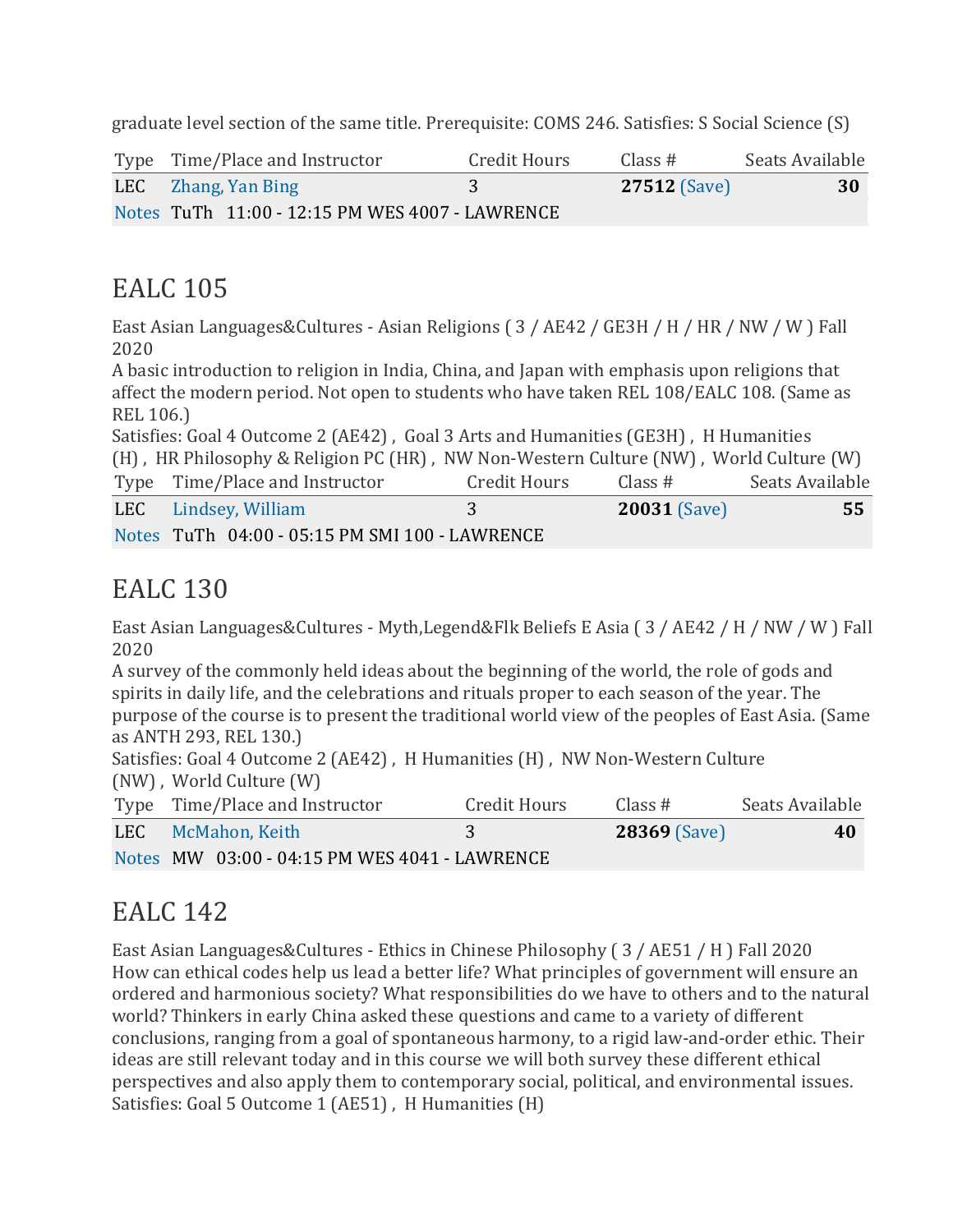graduate level section of the same title. Prerequisite: COMS 246. Satisfies: S Social Science (S)

| Type | Time/Place and Instructor | Credit Hours | Class # | Seats Available |
|---|---|---|---|---|
| LEC | Zhang, Yan Bing | 3 | **27512** (Save) | **30** |
| Notes | TuTh 11:00 - 12:15 PM WES 4007 - LAWRENCE | | | |

## EALC 105

East Asian Languages&Cultures - Asian Religions ( 3 / AE42 / GE3H / H / HR / NW / W ) Fall 2020
A basic introduction to religion in India, China, and Japan with emphasis upon religions that affect the modern period. Not open to students who have taken REL 108/EALC 108. (Same as REL 106.)
Satisfies: Goal 4 Outcome 2 (AE42) , Goal 3 Arts and Humanities (GE3H) , H Humanities (H) , HR Philosophy & Religion PC (HR) , NW Non-Western Culture (NW) , World Culture (W)

| Type | Time/Place and Instructor | Credit Hours | Class # | Seats Available |
|---|---|---|---|---|
| LEC | Lindsey, William | 3 | **20031** (Save) | **55** |
| Notes | TuTh 04:00 - 05:15 PM SMI 100 - LAWRENCE | | | |

## EALC 130

East Asian Languages&Cultures - Myth,Legend&Flk Beliefs E Asia ( 3 / AE42 / H / NW / W ) Fall 2020
A survey of the commonly held ideas about the beginning of the world, the role of gods and spirits in daily life, and the celebrations and rituals proper to each season of the year. The purpose of the course is to present the traditional world view of the peoples of East Asia. (Same as ANTH 293, REL 130.)
Satisfies: Goal 4 Outcome 2 (AE42) , H Humanities (H) , NW Non-Western Culture (NW) , World Culture (W)

| Type | Time/Place and Instructor | Credit Hours | Class # | Seats Available |
|---|---|---|---|---|
| LEC | McMahon, Keith | 3 | **28369** (Save) | **40** |
| Notes | MW 03:00 - 04:15 PM WES 4041 - LAWRENCE | | | |

## EALC 142

East Asian Languages&Cultures - Ethics in Chinese Philosophy ( 3 / AE51 / H ) Fall 2020
How can ethical codes help us lead a better life? What principles of government will ensure an ordered and harmonious society? What responsibilities do we have to others and to the natural world? Thinkers in early China asked these questions and came to a variety of different conclusions, ranging from a goal of spontaneous harmony, to a rigid law-and-order ethic. Their ideas are still relevant today and in this course we will both survey these different ethical perspectives and also apply them to contemporary social, political, and environmental issues.
Satisfies: Goal 5 Outcome 1 (AE51) , H Humanities (H)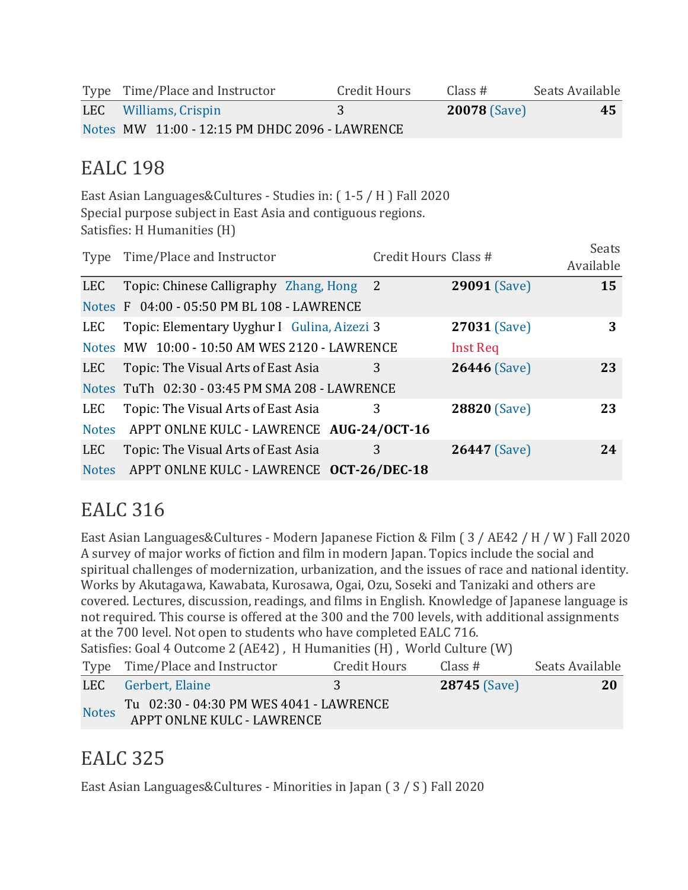| Type | Time/Place and Instructor | Credit Hours | Class # | Seats Available |
|---|---|---|---|---|
| LEC | Williams, Crispin | 3 | **20078** (Save) | **45** |
| Notes | MW 11:00 - 12:15 PM DHDC 2096 - LAWRENCE | | | |

## EALC 198

East Asian Languages&Cultures - Studies in: ( 1-5 / H ) Fall 2020
Special purpose subject in East Asia and contiguous regions.
Satisfies: H Humanities (H)

| Type | Time/Place and Instructor | Credit Hours | Class # | Seats Available |
|---|---|---|---|---|
| LEC | Topic: Chinese Calligraphy Zhang, Hong | 2 | **29091** (Save) | **15** |
| Notes | F 04:00 - 05:50 PM BL 108 - LAWRENCE | | | |
| LEC | Topic: Elementary Uyghur I Gulina, Aizezi | 3 | **27031** (Save) | **3** |
| Notes | MW 10:00 - 10:50 AM WES 2120 - LAWRENCE | | Inst Req | |
| LEC | Topic: The Visual Arts of East Asia | 3 | **26446** (Save) | **23** |
| Notes | TuTh 02:30 - 03:45 PM SMA 208 - LAWRENCE | | | |
| LEC | Topic: The Visual Arts of East Asia | 3 | **28820** (Save) | **23** |
| Notes | APPT ONLNE KULC - LAWRENCE **AUG-24/OCT-16** | | | |
| LEC | Topic: The Visual Arts of East Asia | 3 | **26447** (Save) | **24** |
| Notes | APPT ONLNE KULC - LAWRENCE **OCT-26/DEC-18** | | | |

## EALC 316

East Asian Languages&Cultures - Modern Japanese Fiction & Film ( 3 / AE42 / H / W ) Fall 2020
A survey of major works of fiction and film in modern Japan. Topics include the social and spiritual challenges of modernization, urbanization, and the issues of race and national identity. Works by Akutagawa, Kawabata, Kurosawa, Ogai, Ozu, Soseki and Tanizaki and others are covered. Lectures, discussion, readings, and films in English. Knowledge of Japanese language is not required. This course is offered at the 300 and the 700 levels, with additional assignments at the 700 level. Not open to students who have completed EALC 716.
Satisfies: Goal 4 Outcome 2 (AE42) , H Humanities (H) , World Culture (W)

| Type | Time/Place and Instructor | Credit Hours | Class # | Seats Available |
|---|---|---|---|---|
| LEC | Gerbert, Elaine | 3 | **28745** (Save) | **20** |
| Notes | Tu 02:30 - 04:30 PM WES 4041 - LAWRENCE<br>APPT ONLNE KULC - LAWRENCE | | | |

## EALC 325

East Asian Languages&Cultures - Minorities in Japan ( 3 / S ) Fall 2020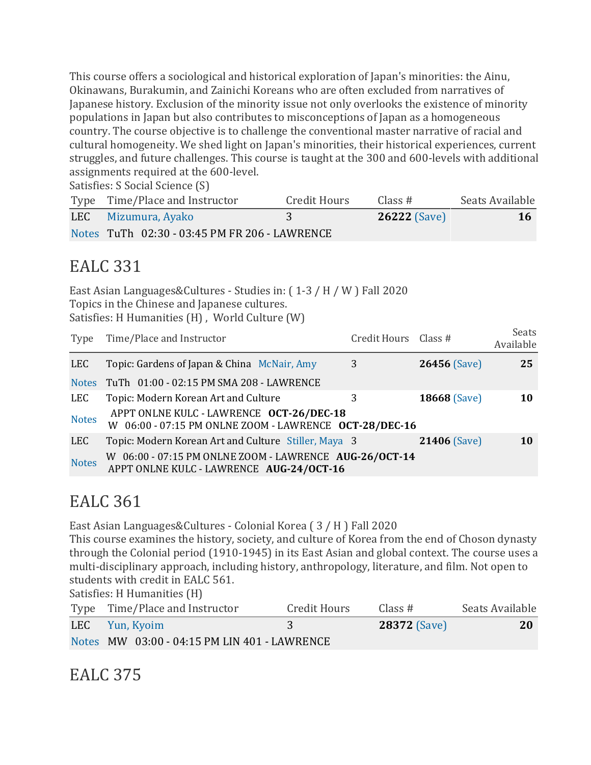This course offers a sociological and historical exploration of Japan's minorities: the Ainu, Okinawans, Burakumin, and Zainichi Koreans who are often excluded from narratives of Japanese history. Exclusion of the minority issue not only overlooks the existence of minority populations in Japan but also contributes to misconceptions of Japan as a homogeneous country. The course objective is to challenge the conventional master narrative of racial and cultural homogeneity. We shed light on Japan's minorities, their historical experiences, current struggles, and future challenges. This course is taught at the 300 and 600-levels with additional assignments required at the 600-level.
Satisfies: S Social Science (S)

| Type | Time/Place and Instructor | Credit Hours | Class # | Seats Available |
|---|---|---|---|---|
| LEC | Mizumura, Ayako | 3 | **26222** (Save) | **16** |
| Notes | TuTh 02:30 - 03:45 PM FR 206 - LAWRENCE | | | |

# EALC 331

East Asian Languages&Cultures - Studies in: ( 1-3 / H / W ) Fall 2020
Topics in the Chinese and Japanese cultures.
Satisfies: H Humanities (H) , World Culture (W)

| Type | Time/Place and Instructor | Credit Hours | Class # | Seats Available |
|---|---|---|---|---|
| LEC | Topic: Gardens of Japan & China McNair, Amy | 3 | **26456** (Save) | **25** |
| Notes | TuTh 01:00 - 02:15 PM SMA 208 - LAWRENCE | | | |
| LEC | Topic: Modern Korean Art and Culture | 3 | **18668** (Save) | **10** |
| Notes | APPT ONLNE KULC - LAWRENCE **OCT-26/DEC-18**<br>W 06:00 - 07:15 PM ONLNE ZOOM - LAWRENCE **OCT-28/DEC-16** | | | |
| LEC | Topic: Modern Korean Art and Culture Stiller, Maya | 3 | **21406** (Save) | **10** |
| Notes | W 06:00 - 07:15 PM ONLNE ZOOM - LAWRENCE **AUG-26/OCT-14**<br>APPT ONLNE KULC - LAWRENCE **AUG-24/OCT-16** | | | |

# EALC 361

East Asian Languages&Cultures - Colonial Korea ( 3 / H ) Fall 2020
This course examines the history, society, and culture of Korea from the end of Choson dynasty through the Colonial period (1910-1945) in its East Asian and global context. The course uses a multi-disciplinary approach, including history, anthropology, literature, and film. Not open to students with credit in EALC 561.
Satisfies: H Humanities (H)

| Type | Time/Place and Instructor | Credit Hours | Class # | Seats Available |
|---|---|---|---|---|
| LEC | Yun, Kyoim | 3 | **28372** (Save) | **20** |
| Notes | MW 03:00 - 04:15 PM LIN 401 - LAWRENCE | | | |

# EALC 375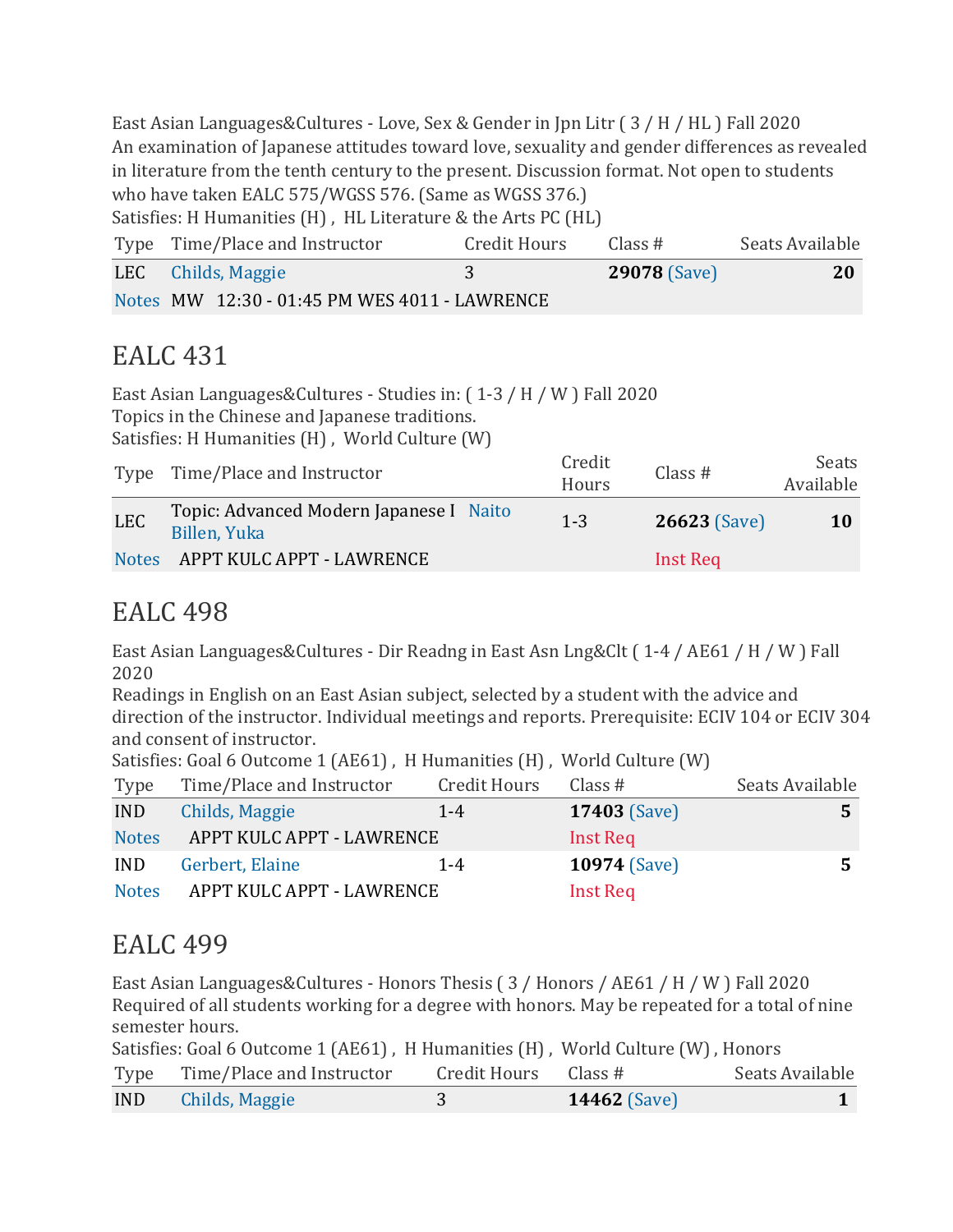East Asian Languages&Cultures - Love, Sex & Gender in Jpn Litr ( 3 / H / HL ) Fall 2020
An examination of Japanese attitudes toward love, sexuality and gender differences as revealed in literature from the tenth century to the present. Discussion format. Not open to students who have taken EALC 575/WGSS 576. (Same as WGSS 376.)
Satisfies: H Humanities (H) , HL Literature & the Arts PC (HL)

| Type | Time/Place and Instructor | Credit Hours | Class # | Seats Available |
|---|---|---|---|---|
| LEC | Childs, Maggie | 3 | **29078** (Save) | **20** |
| Notes | MW 12:30 - 01:45 PM WES 4011 - LAWRENCE | | | |

# EALC 431

East Asian Languages&Cultures - Studies in: ( 1-3 / H / W ) Fall 2020
Topics in the Chinese and Japanese traditions.
Satisfies: H Humanities (H) , World Culture (W)

| Type | Time/Place and Instructor | Credit Hours | Class # | Seats Available |
|---|---|---|---|---|
| LEC | Topic: Advanced Modern Japanese I Naito Billen, Yuka | 1-3 | **26623** (Save) | **10** |
| Notes | APPT KULC APPT - LAWRENCE | | Inst Req | |

# EALC 498

East Asian Languages&Cultures - Dir Readng in East Asn Lng&Clt ( 1-4 / AE61 / H / W ) Fall 2020
Readings in English on an East Asian subject, selected by a student with the advice and direction of the instructor. Individual meetings and reports. Prerequisite: ECIV 104 or ECIV 304 and consent of instructor.
Satisfies: Goal 6 Outcome 1 (AE61) , H Humanities (H) , World Culture (W)

| Type | Time/Place and Instructor | Credit Hours | Class # | Seats Available |
|---|---|---|---|---|
| IND | Childs, Maggie | 1-4 | **17403** (Save) | **5** |
| Notes | APPT KULC APPT - LAWRENCE | | Inst Req | |
| IND | Gerbert, Elaine | 1-4 | **10974** (Save) | **5** |
| Notes | APPT KULC APPT - LAWRENCE | | Inst Req | |

# EALC 499

East Asian Languages&Cultures - Honors Thesis ( 3 / Honors / AE61 / H / W ) Fall 2020
Required of all students working for a degree with honors. May be repeated for a total of nine semester hours.
Satisfies: Goal 6 Outcome 1 (AE61) , H Humanities (H) , World Culture (W) , Honors

| Type | Time/Place and Instructor | Credit Hours | Class # | Seats Available |
|---|---|---|---|---|
| IND | Childs, Maggie | 3 | **14462** (Save) | **1** |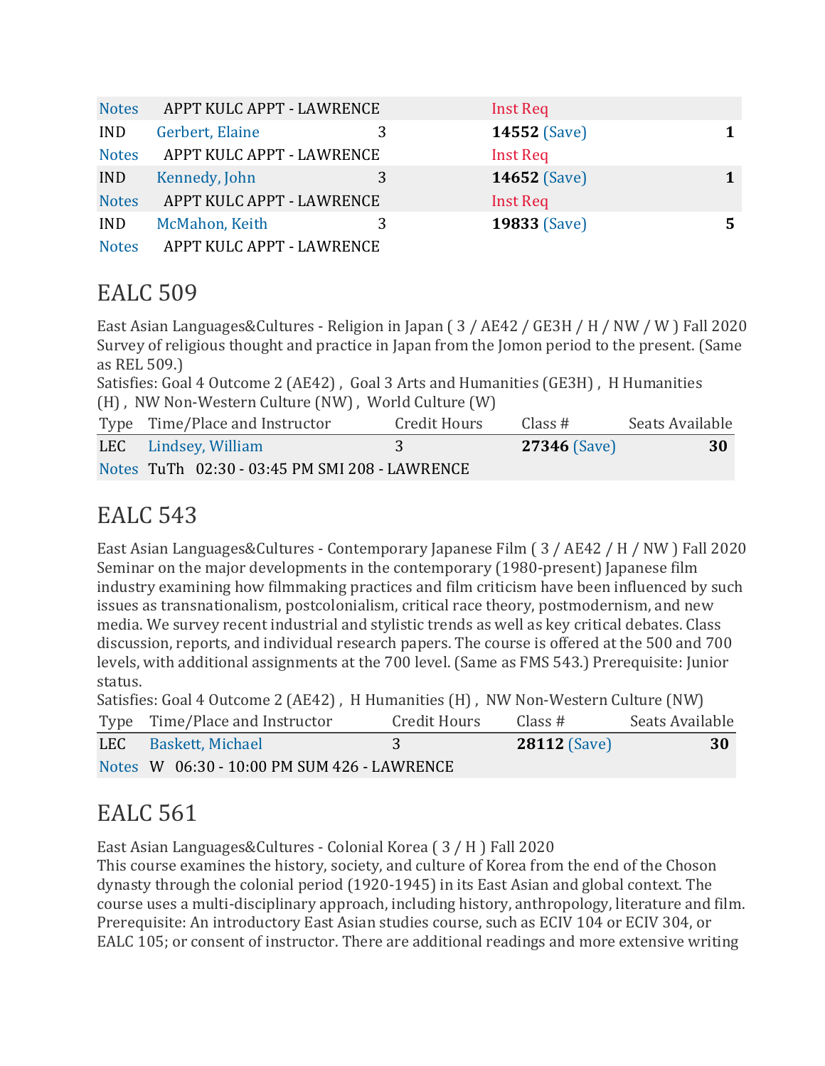| | | | | |
|---|---|---|---|---|
| Notes | APPT KULC APPT - LAWRENCE | | Inst Req | |
| IND | Gerbert, Elaine | 3 | **14552** (Save) | **1** |
| Notes | APPT KULC APPT - LAWRENCE | | Inst Req | |
| IND | Kennedy, John | 3 | **14652** (Save) | **1** |
| Notes | APPT KULC APPT - LAWRENCE | | Inst Req | |
| IND | McMahon, Keith | 3 | **19833** (Save) | **5** |
| Notes | APPT KULC APPT - LAWRENCE | | | |

# EALC 509

East Asian Languages&Cultures - Religion in Japan ( 3 / AE42 / GE3H / H / NW / W ) Fall 2020
Survey of religious thought and practice in Japan from the Jomon period to the present. (Same as REL 509.)
Satisfies: Goal 4 Outcome 2 (AE42) , Goal 3 Arts and Humanities (GE3H) , H Humanities (H) , NW Non-Western Culture (NW) , World Culture (W)

| Type | Time/Place and Instructor | Credit Hours | Class # | Seats Available |
|---|---|---|---|---|
| LEC | Lindsey, William | 3 | **27346** (Save) | **30** |
| Notes | TuTh 02:30 - 03:45 PM SMI 208 - LAWRENCE | | | |

# EALC 543

East Asian Languages&Cultures - Contemporary Japanese Film ( 3 / AE42 / H / NW ) Fall 2020
Seminar on the major developments in the contemporary (1980-present) Japanese film industry examining how filmmaking practices and film criticism have been influenced by such issues as transnationalism, postcolonialism, critical race theory, postmodernism, and new media. We survey recent industrial and stylistic trends as well as key critical debates. Class discussion, reports, and individual research papers. The course is offered at the 500 and 700 levels, with additional assignments at the 700 level. (Same as FMS 543.) Prerequisite: Junior status.
Satisfies: Goal 4 Outcome 2 (AE42) , H Humanities (H) , NW Non-Western Culture (NW)

| Type | Time/Place and Instructor | Credit Hours | Class # | Seats Available |
|---|---|---|---|---|
| LEC | Baskett, Michael | 3 | **28112** (Save) | **30** |
| Notes | W 06:30 - 10:00 PM SUM 426 - LAWRENCE | | | |

# EALC 561

East Asian Languages&Cultures - Colonial Korea ( 3 / H ) Fall 2020
This course examines the history, society, and culture of Korea from the end of the Choson dynasty through the colonial period (1920-1945) in its East Asian and global context. The course uses a multi-disciplinary approach, including history, anthropology, literature and film. Prerequisite: An introductory East Asian studies course, such as ECIV 104 or ECIV 304, or EALC 105; or consent of instructor. There are additional readings and more extensive writing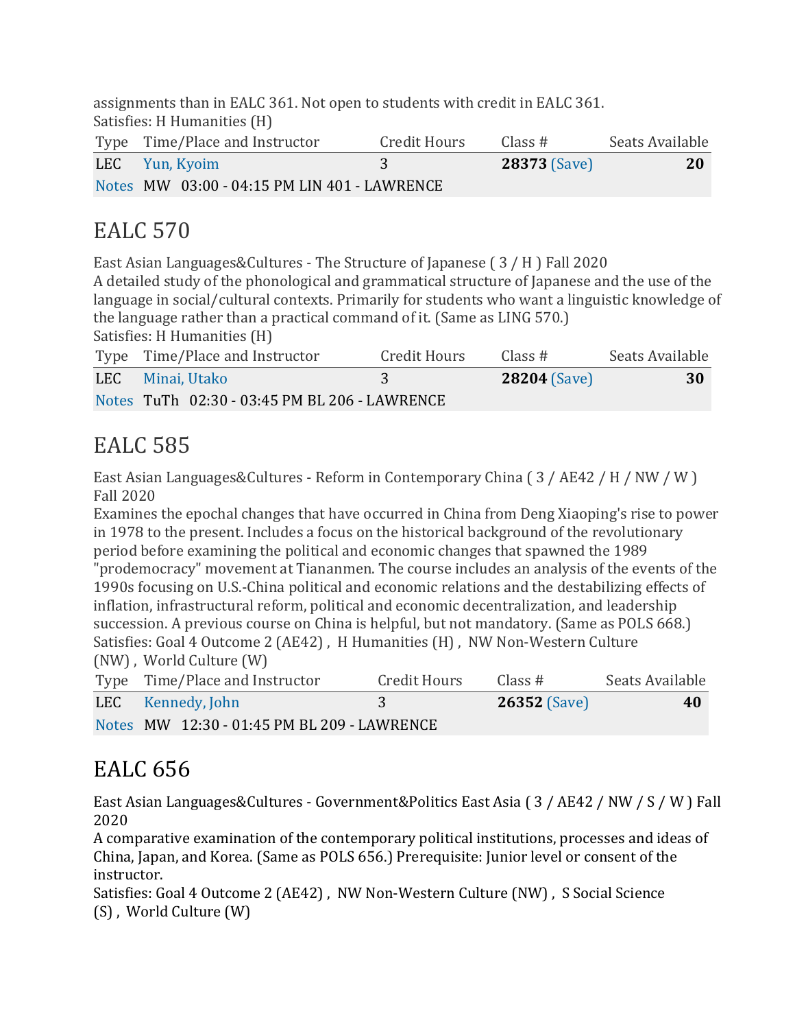assignments than in EALC 361. Not open to students with credit in EALC 361.
Satisfies: H Humanities (H)

| Type | Time/Place and Instructor | Credit Hours | Class # | Seats Available |
|---|---|---|---|---|
| LEC | Yun, Kyoim | 3 | **28373** (Save) | **20** |
| Notes | MW 03:00 - 04:15 PM LIN 401 - LAWRENCE | | | |

# EALC 570

East Asian Languages&Cultures - The Structure of Japanese ( 3 / H ) Fall 2020
A detailed study of the phonological and grammatical structure of Japanese and the use of the language in social/cultural contexts. Primarily for students who want a linguistic knowledge of the language rather than a practical command of it. (Same as LING 570.)
Satisfies: H Humanities (H)

| Type | Time/Place and Instructor | Credit Hours | Class # | Seats Available |
|---|---|---|---|---|
| LEC | Minai, Utako | 3 | **28204** (Save) | **30** |
| Notes | TuTh 02:30 - 03:45 PM BL 206 - LAWRENCE | | | |

# EALC 585

East Asian Languages&Cultures - Reform in Contemporary China ( 3 / AE42 / H / NW / W ) Fall 2020
Examines the epochal changes that have occurred in China from Deng Xiaoping's rise to power in 1978 to the present. Includes a focus on the historical background of the revolutionary period before examining the political and economic changes that spawned the 1989 "prodemocracy" movement at Tiananmen. The course includes an analysis of the events of the 1990s focusing on U.S.-China political and economic relations and the destabilizing effects of inflation, infrastructural reform, political and economic decentralization, and leadership succession. A previous course on China is helpful, but not mandatory. (Same as POLS 668.)
Satisfies: Goal 4 Outcome 2 (AE42) , H Humanities (H) , NW Non-Western Culture (NW) , World Culture (W)

| Type | Time/Place and Instructor | Credit Hours | Class # | Seats Available |
|---|---|---|---|---|
| LEC | Kennedy, John | 3 | **26352** (Save) | **40** |
| Notes | MW 12:30 - 01:45 PM BL 209 - LAWRENCE | | | |

# EALC 656

East Asian Languages&Cultures - Government&Politics East Asia ( 3 / AE42 / NW / S / W ) Fall 2020
A comparative examination of the contemporary political institutions, processes and ideas of China, Japan, and Korea. (Same as POLS 656.) Prerequisite: Junior level or consent of the instructor.
Satisfies: Goal 4 Outcome 2 (AE42) , NW Non-Western Culture (NW) , S Social Science (S) , World Culture (W)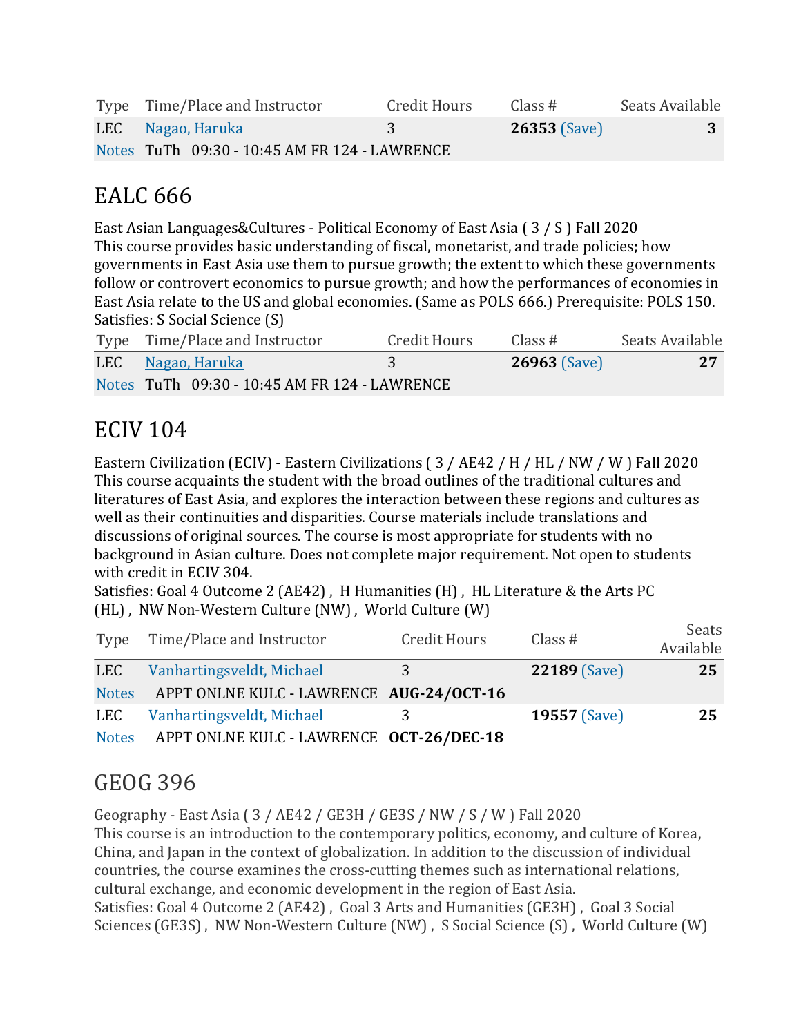| Type | Time/Place and Instructor | Credit Hours | Class # | Seats Available |
|---|---|---|---|---|
| LEC | Nagao, Haruka | 3 | **26353** (Save) | **3** |
| Notes | TuTh 09:30 - 10:45 AM FR 124 - LAWRENCE | | | |

## EALC 666

East Asian Languages&Cultures - Political Economy of East Asia ( 3 / S ) Fall 2020
This course provides basic understanding of fiscal, monetarist, and trade policies; how governments in East Asia use them to pursue growth; the extent to which these governments follow or controvert economics to pursue growth; and how the performances of economies in East Asia relate to the US and global economies. (Same as POLS 666.) Prerequisite: POLS 150.
Satisfies: S Social Science (S)

| Type | Time/Place and Instructor | Credit Hours | Class # | Seats Available |
|---|---|---|---|---|
| LEC | Nagao, Haruka | 3 | **26963** (Save) | **27** |
| Notes | TuTh 09:30 - 10:45 AM FR 124 - LAWRENCE | | | |

## ECIV 104

Eastern Civilization (ECIV) - Eastern Civilizations ( 3 / AE42 / H / HL / NW / W ) Fall 2020
This course acquaints the student with the broad outlines of the traditional cultures and literatures of East Asia, and explores the interaction between these regions and cultures as well as their continuities and disparities. Course materials include translations and discussions of original sources. The course is most appropriate for students with no background in Asian culture. Does not complete major requirement. Not open to students with credit in ECIV 304.
Satisfies: Goal 4 Outcome 2 (AE42) , H Humanities (H) , HL Literature & the Arts PC (HL) , NW Non-Western Culture (NW) , World Culture (W)

| Type | Time/Place and Instructor | Credit Hours | Class # | Seats Available |
|---|---|---|---|---|
| LEC | Vanhartingsveldt, Michael | 3 | **22189** (Save) | **25** |
| Notes | APPT ONLNE KULC - LAWRENCE **AUG-24/OCT-16** | | | |
| LEC | Vanhartingsveldt, Michael | 3 | **19557** (Save) | **25** |
| Notes | APPT ONLNE KULC - LAWRENCE **OCT-26/DEC-18** | | | |

## GEOG 396

Geography - East Asia ( 3 / AE42 / GE3H / GE3S / NW / S / W ) Fall 2020
This course is an introduction to the contemporary politics, economy, and culture of Korea, China, and Japan in the context of globalization. In addition to the discussion of individual countries, the course examines the cross-cutting themes such as international relations, cultural exchange, and economic development in the region of East Asia.
Satisfies: Goal 4 Outcome 2 (AE42) , Goal 3 Arts and Humanities (GE3H) , Goal 3 Social Sciences (GE3S) , NW Non-Western Culture (NW) , S Social Science (S) , World Culture (W)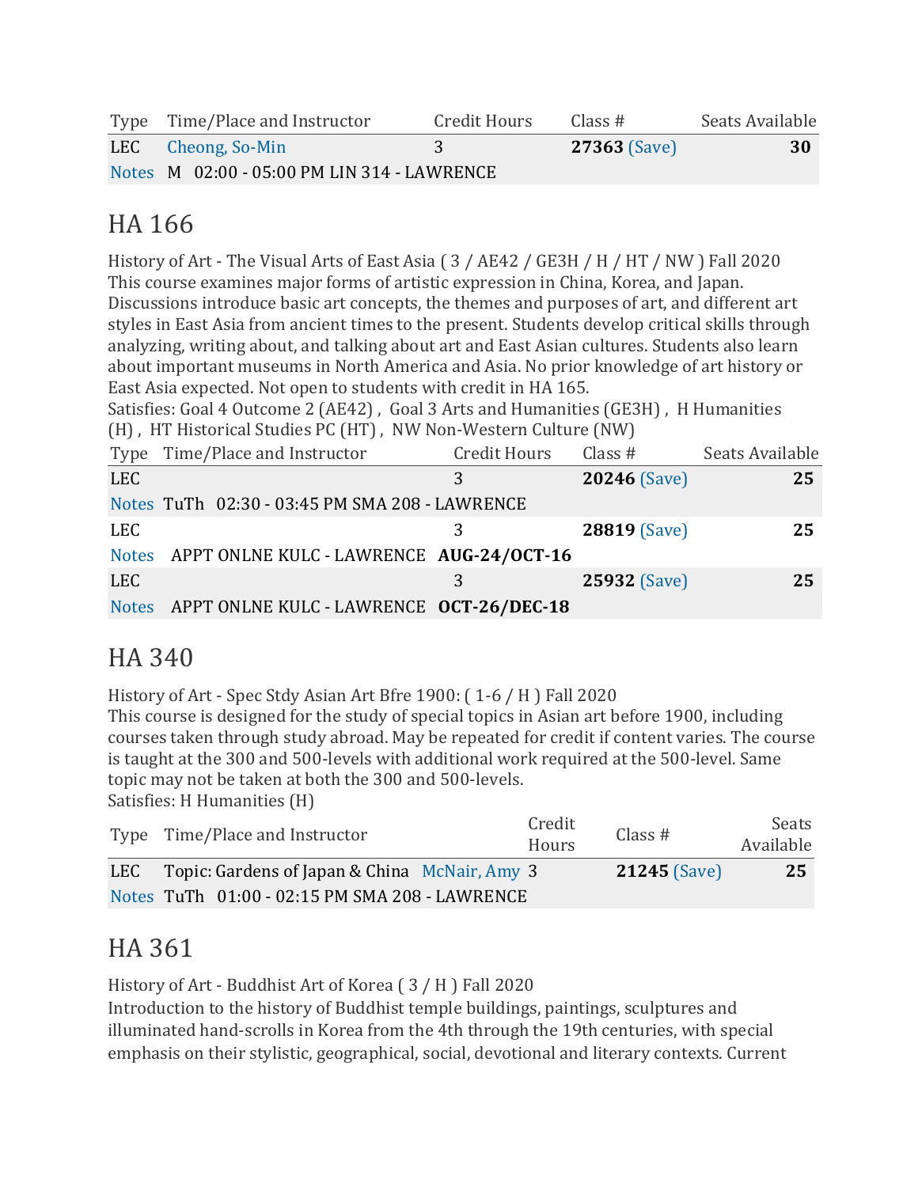| Type | Time/Place and Instructor | Credit Hours | Class # | Seats Available |
|---|---|---|---|---|
| LEC | Cheong, So-Min | 3 | **27363** (Save) | **30** |
| Notes | M 02:00 - 05:00 PM LIN 314 - LAWRENCE | | | |

## HA 166

History of Art - The Visual Arts of East Asia ( 3 / AE42 / GE3H / H / HT / NW ) Fall 2020
This course examines major forms of artistic expression in China, Korea, and Japan. Discussions introduce basic art concepts, the themes and purposes of art, and different art styles in East Asia from ancient times to the present. Students develop critical skills through analyzing, writing about, and talking about art and East Asian cultures. Students also learn about important museums in North America and Asia. No prior knowledge of art history or East Asia expected. Not open to students with credit in HA 165.
Satisfies: Goal 4 Outcome 2 (AE42) , Goal 3 Arts and Humanities (GE3H) , H Humanities (H) , HT Historical Studies PC (HT) , NW Non-Western Culture (NW)

| Type | Time/Place and Instructor | Credit Hours | Class # | Seats Available |
|---|---|---|---|---|
| LEC | | 3 | **20246** (Save) | **25** |
| Notes | TuTh 02:30 - 03:45 PM SMA 208 - LAWRENCE | | | |
| LEC | | 3 | **28819** (Save) | **25** |
| Notes | APPT ONLNE KULC - LAWRENCE **AUG-24/OCT-16** | | | |
| LEC | | 3 | **25932** (Save) | **25** |
| Notes | APPT ONLNE KULC - LAWRENCE **OCT-26/DEC-18** | | | |

## HA 340

History of Art - Spec Stdy Asian Art Bfre 1900: ( 1-6 / H ) Fall 2020
This course is designed for the study of special topics in Asian art before 1900, including courses taken through study abroad. May be repeated for credit if content varies. The course is taught at the 300 and 500-levels with additional work required at the 500-level. Same topic may not be taken at both the 300 and 500-levels.
Satisfies: H Humanities (H)

| Type | Time/Place and Instructor | Credit Hours | Class # | Seats Available |
|---|---|---|---|---|
| LEC | Topic: Gardens of Japan & China McNair, Amy | 3 | **21245** (Save) | **25** |
| Notes | TuTh 01:00 - 02:15 PM SMA 208 - LAWRENCE | | | |

## HA 361

History of Art - Buddhist Art of Korea ( 3 / H ) Fall 2020
Introduction to the history of Buddhist temple buildings, paintings, sculptures and illuminated hand-scrolls in Korea from the 4th through the 19th centuries, with special emphasis on their stylistic, geographical, social, devotional and literary contexts. Current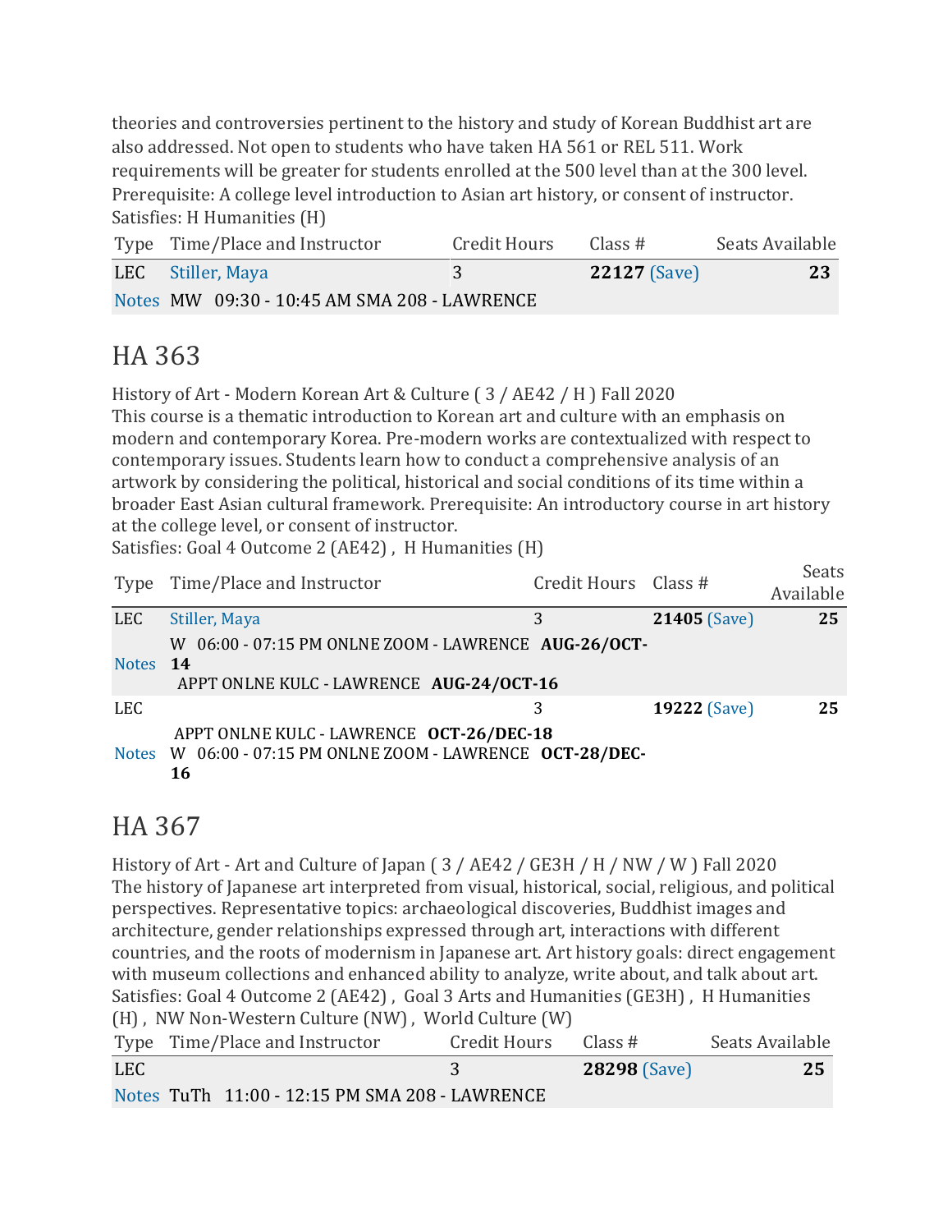theories and controversies pertinent to the history and study of Korean Buddhist art are also addressed. Not open to students who have taken HA 561 or REL 511. Work requirements will be greater for students enrolled at the 500 level than at the 300 level. Prerequisite: A college level introduction to Asian art history, or consent of instructor. Satisfies: H Humanities (H)

| Type | Time/Place and Instructor | Credit Hours | Class # | Seats Available |
|---|---|---|---|---|
| LEC | Stiller, Maya | 3 | **22127** (Save) | **23** |
| Notes | MW 09:30 - 10:45 AM SMA 208 - LAWRENCE | | | |

# HA 363

History of Art - Modern Korean Art & Culture ( 3 / AE42 / H ) Fall 2020
This course is a thematic introduction to Korean art and culture with an emphasis on modern and contemporary Korea. Pre-modern works are contextualized with respect to contemporary issues. Students learn how to conduct a comprehensive analysis of an artwork by considering the political, historical and social conditions of its time within a broader East Asian cultural framework. Prerequisite: An introductory course in art history at the college level, or consent of instructor.
Satisfies: Goal 4 Outcome 2 (AE42) , H Humanities (H)

| Type | Time/Place and Instructor | Credit Hours | Class # | Seats Available |
|---|---|---|---|---|
| LEC | Stiller, Maya | 3 | **21405** (Save) | **25** |
| Notes | W 06:00 - 07:15 PM ONLNE ZOOM - LAWRENCE **AUG-26/OCT-14**<br>APPT ONLNE KULC - LAWRENCE **AUG-24/OCT-16** | | | |
| LEC | | 3 | **19222** (Save) | **25** |
| Notes | APPT ONLNE KULC - LAWRENCE **OCT-26/DEC-18**<br>W 06:00 - 07:15 PM ONLNE ZOOM - LAWRENCE **OCT-28/DEC-16** | | | |

# HA 367

History of Art - Art and Culture of Japan ( 3 / AE42 / GE3H / H / NW / W ) Fall 2020
The history of Japanese art interpreted from visual, historical, social, religious, and political perspectives. Representative topics: archaeological discoveries, Buddhist images and architecture, gender relationships expressed through art, interactions with different countries, and the roots of modernism in Japanese art. Art history goals: direct engagement with museum collections and enhanced ability to analyze, write about, and talk about art.
Satisfies: Goal 4 Outcome 2 (AE42) , Goal 3 Arts and Humanities (GE3H) , H Humanities (H) , NW Non-Western Culture (NW) , World Culture (W)

| Type | Time/Place and Instructor | Credit Hours | Class # | Seats Available |
|---|---|---|---|---|
| LEC | | 3 | **28298** (Save) | **25** |
| Notes | TuTh 11:00 - 12:15 PM SMA 208 - LAWRENCE | | | |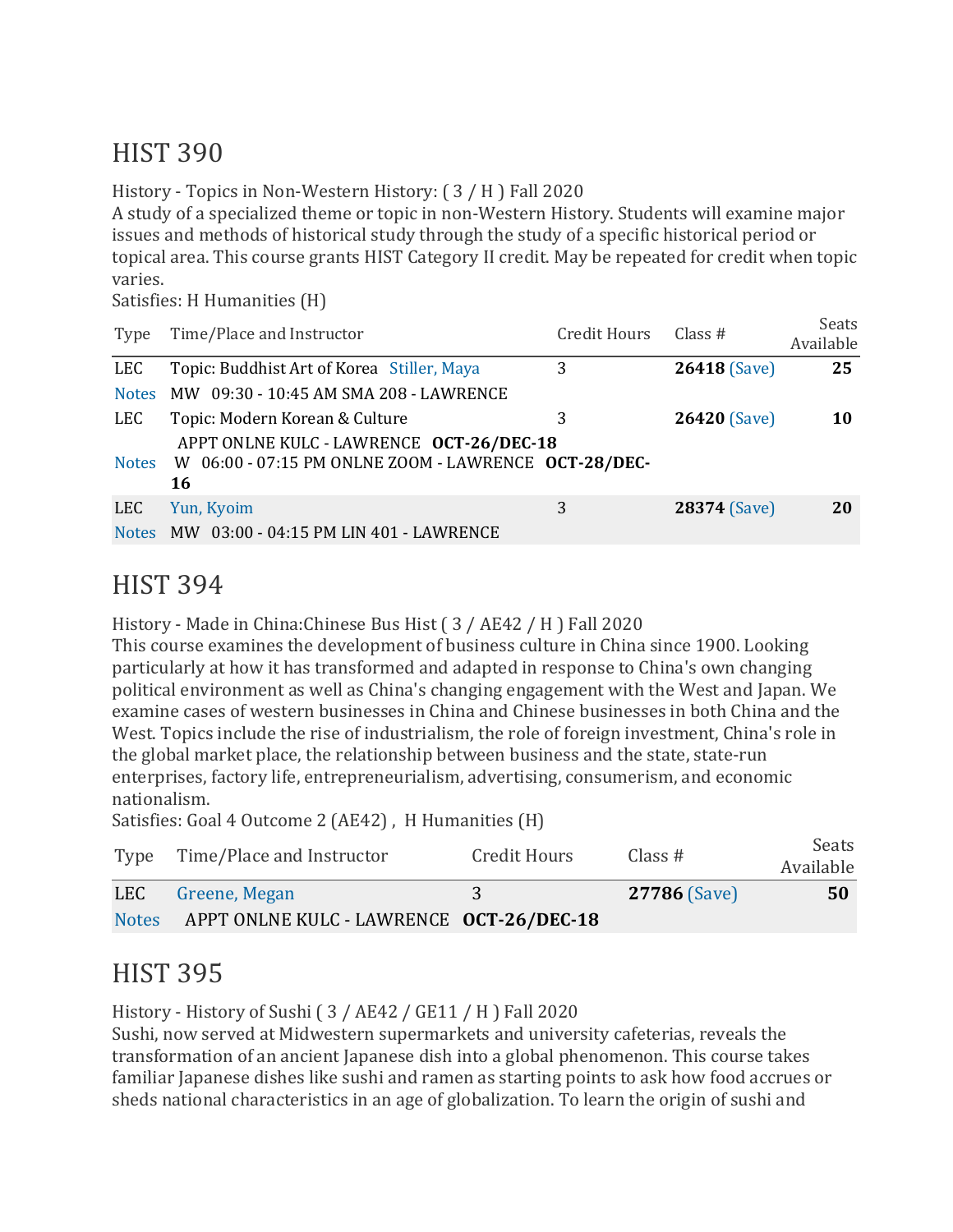## HIST 390

History - Topics in Non-Western History: ( 3 / H ) Fall 2020

A study of a specialized theme or topic in non-Western History. Students will examine major issues and methods of historical study through the study of a specific historical period or topical area. This course grants HIST Category II credit. May be repeated for credit when topic varies.

Satisfies: H Humanities (H)

| Type | Time/Place and Instructor | Credit Hours | Class # | Seats Available |
|---|---|---|---|---|
| LEC | Topic: Buddhist Art of Korea Stiller, Maya | 3 | **26418** (Save) | **25** |
| Notes | MW 09:30 - 10:45 AM SMA 208 - LAWRENCE | | | |
| LEC | Topic: Modern Korean & Culture | 3 | **26420** (Save) | **10** |
| Notes | APPT ONLNE KULC - LAWRENCE **OCT-26/DEC-18** W 06:00 - 07:15 PM ONLNE ZOOM - LAWRENCE **OCT-28/DEC-16** | | | |
| LEC | Yun, Kyoim | 3 | **28374** (Save) | **20** |
| Notes | MW 03:00 - 04:15 PM LIN 401 - LAWRENCE | | | |

## HIST 394

History - Made in China:Chinese Bus Hist ( 3 / AE42 / H ) Fall 2020

This course examines the development of business culture in China since 1900. Looking particularly at how it has transformed and adapted in response to China's own changing political environment as well as China's changing engagement with the West and Japan. We examine cases of western businesses in China and Chinese businesses in both China and the West. Topics include the rise of industrialism, the role of foreign investment, China's role in the global market place, the relationship between business and the state, state-run enterprises, factory life, entrepreneurialism, advertising, consumerism, and economic nationalism.

Satisfies: Goal 4 Outcome 2 (AE42) , H Humanities (H)

| Type | Time/Place and Instructor | Credit Hours | Class # | Seats Available |
|---|---|---|---|---|
| LEC | Greene, Megan | 3 | **27786** (Save) | **50** |
| Notes | APPT ONLNE KULC - LAWRENCE **OCT-26/DEC-18** | | | |

## HIST 395

History - History of Sushi ( 3 / AE42 / GE11 / H ) Fall 2020

Sushi, now served at Midwestern supermarkets and university cafeterias, reveals the transformation of an ancient Japanese dish into a global phenomenon. This course takes familiar Japanese dishes like sushi and ramen as starting points to ask how food accrues or sheds national characteristics in an age of globalization. To learn the origin of sushi and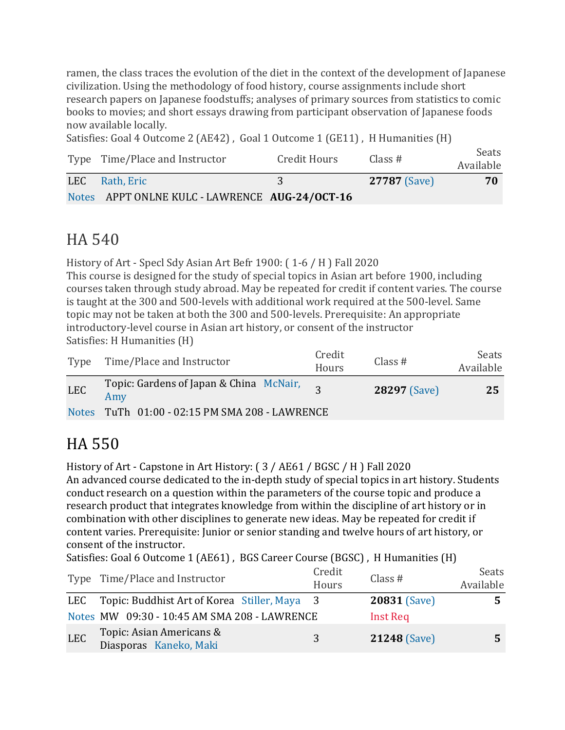ramen, the class traces the evolution of the diet in the context of the development of Japanese civilization. Using the methodology of food history, course assignments include short research papers on Japanese foodstuffs; analyses of primary sources from statistics to comic books to movies; and short essays drawing from participant observation of Japanese foods now available locally.
Satisfies: Goal 4 Outcome 2 (AE42) , Goal 1 Outcome 1 (GE11) , H Humanities (H)

| Type | Time/Place and Instructor | Credit Hours | Class # | Seats Available |
|---|---|---|---|---|
| LEC | Rath, Eric | 3 | **27787** (Save) | **70** |
| Notes | APPT ONLNE KULC - LAWRENCE **AUG-24/OCT-16** | | | |

## HA 540

History of Art - Specl Sdy Asian Art Befr 1900: ( 1-6 / H ) Fall 2020
This course is designed for the study of special topics in Asian art before 1900, including courses taken through study abroad. May be repeated for credit if content varies. The course is taught at the 300 and 500-levels with additional work required at the 500-level. Same topic may not be taken at both the 300 and 500-levels. Prerequisite: An appropriate introductory-level course in Asian art history, or consent of the instructor
Satisfies: H Humanities (H)

| Type | Time/Place and Instructor | Credit Hours | Class # | Seats Available |
|---|---|---|---|---|
| LEC | Topic: Gardens of Japan & China McNair, Amy | 3 | **28297** (Save) | **25** |
| Notes | TuTh 01:00 - 02:15 PM SMA 208 - LAWRENCE | | | |

## HA 550

History of Art - Capstone in Art History: ( 3 / AE61 / BGSC / H ) Fall 2020
An advanced course dedicated to the in-depth study of special topics in art history. Students conduct research on a question within the parameters of the course topic and produce a research product that integrates knowledge from within the discipline of art history or in combination with other disciplines to generate new ideas. May be repeated for credit if content varies. Prerequisite: Junior or senior standing and twelve hours of art history, or consent of the instructor.
Satisfies: Goal 6 Outcome 1 (AE61) , BGS Career Course (BGSC) , H Humanities (H)

| Type | Time/Place and Instructor | Credit Hours | Class # | Seats Available |
|---|---|---|---|---|
| LEC | Topic: Buddhist Art of Korea Stiller, Maya | 3 | **20831** (Save) | **5** |
| Notes | MW 09:30 - 10:45 AM SMA 208 - LAWRENCE | | Inst Req | |
| LEC | Topic: Asian Americans & Diasporas Kaneko, Maki | 3 | **21248** (Save) | **5** |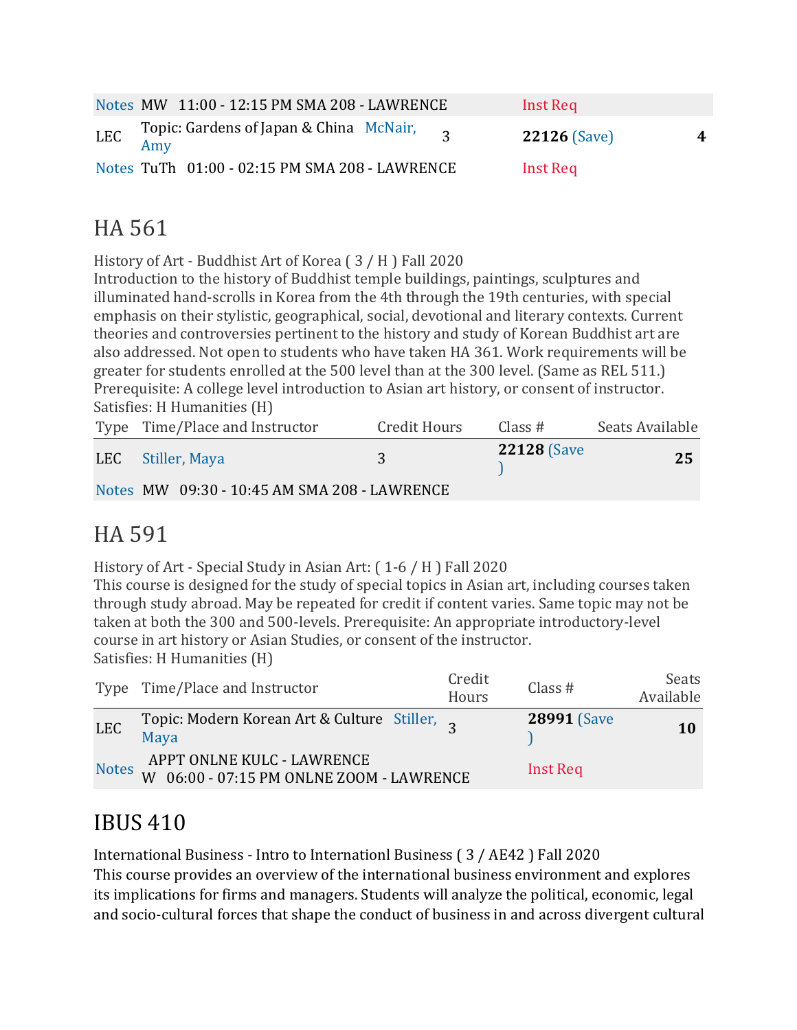| | | | | | |
|---|---|---|---|---|---|
| Notes | MW 11:00 - 12:15 PM SMA 208 - LAWRENCE | | Inst Req | | |
| LEC | Topic: Gardens of Japan & China McNair, Amy | 3 | **22126** (Save) | | **4** |
| Notes | TuTh 01:00 - 02:15 PM SMA 208 - LAWRENCE | | Inst Req | | |

## HA 561

History of Art - Buddhist Art of Korea ( 3 / H ) Fall 2020
Introduction to the history of Buddhist temple buildings, paintings, sculptures and illuminated hand-scrolls in Korea from the 4th through the 19th centuries, with special emphasis on their stylistic, geographical, social, devotional and literary contexts. Current theories and controversies pertinent to the history and study of Korean Buddhist art are also addressed. Not open to students who have taken HA 361. Work requirements will be greater for students enrolled at the 500 level than at the 300 level. (Same as REL 511.) Prerequisite: A college level introduction to Asian art history, or consent of instructor.
Satisfies: H Humanities (H)

| Type | Time/Place and Instructor | Credit Hours | Class # | Seats Available |
|---|---|---|---|---|
| LEC | Stiller, Maya | 3 | **22128** (Save ) | **25** |
| Notes | MW 09:30 - 10:45 AM SMA 208 - LAWRENCE | | | |

## HA 591

History of Art - Special Study in Asian Art: ( 1-6 / H ) Fall 2020
This course is designed for the study of special topics in Asian art, including courses taken through study abroad. May be repeated for credit if content varies. Same topic may not be taken at both the 300 and 500-levels. Prerequisite: An appropriate introductory-level course in art history or Asian Studies, or consent of the instructor.
Satisfies: H Humanities (H)

| Type | Time/Place and Instructor | Credit Hours | Class # | Seats Available |
|---|---|---|---|---|
| LEC | Topic: Modern Korean Art & Culture Stiller, Maya | 3 | **28991** (Save ) | **10** |
| Notes | APPT ONLNE KULC - LAWRENCE<br>W 06:00 - 07:15 PM ONLNE ZOOM - LAWRENCE | | Inst Req | |

## IBUS 410

International Business - Intro to Internationl Business ( 3 / AE42 ) Fall 2020
This course provides an overview of the international business environment and explores its implications for firms and managers. Students will analyze the political, economic, legal and socio-cultural forces that shape the conduct of business in and across divergent cultural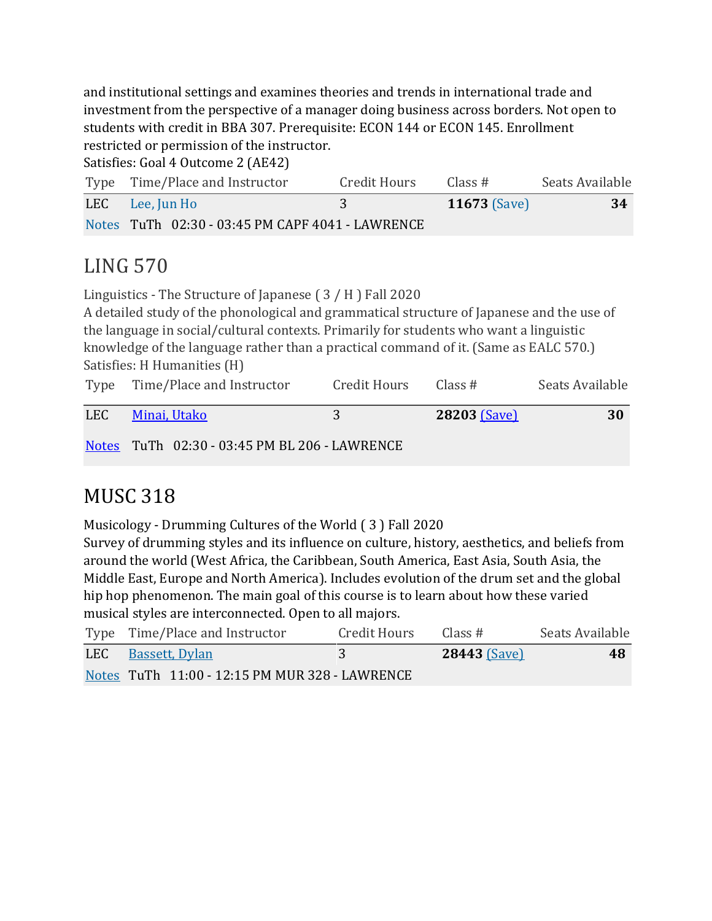and institutional settings and examines theories and trends in international trade and investment from the perspective of a manager doing business across borders. Not open to students with credit in BBA 307. Prerequisite: ECON 144 or ECON 145. Enrollment restricted or permission of the instructor.
Satisfies: Goal 4 Outcome 2 (AE42)

| Type | Time/Place and Instructor | Credit Hours | Class # | Seats Available |
|---|---|---|---|---|
| LEC | Lee, Jun Ho | 3 | **11673** (Save) | **34** |
| Notes | TuTh 02:30 - 03:45 PM CAPF 4041 - LAWRENCE | | | |

## LING 570

Linguistics - The Structure of Japanese ( 3 / H ) Fall 2020
A detailed study of the phonological and grammatical structure of Japanese and the use of the language in social/cultural contexts. Primarily for students who want a linguistic knowledge of the language rather than a practical command of it. (Same as EALC 570.)
Satisfies: H Humanities (H)

| Type | Time/Place and Instructor | Credit Hours | Class # | Seats Available |
|---|---|---|---|---|
| LEC | Minai, Utako | 3 | **28203** (Save) | **30** |
| Notes | TuTh 02:30 - 03:45 PM BL 206 - LAWRENCE | | | |

## MUSC 318

Musicology - Drumming Cultures of the World ( 3 ) Fall 2020
Survey of drumming styles and its influence on culture, history, aesthetics, and beliefs from around the world (West Africa, the Caribbean, South America, East Asia, South Asia, the Middle East, Europe and North America). Includes evolution of the drum set and the global hip hop phenomenon. The main goal of this course is to learn about how these varied musical styles are interconnected. Open to all majors.

| Type | Time/Place and Instructor | Credit Hours | Class # | Seats Available |
|---|---|---|---|---|
| LEC | Bassett, Dylan | 3 | **28443** (Save) | **48** |
| Notes | TuTh 11:00 - 12:15 PM MUR 328 - LAWRENCE | | | |